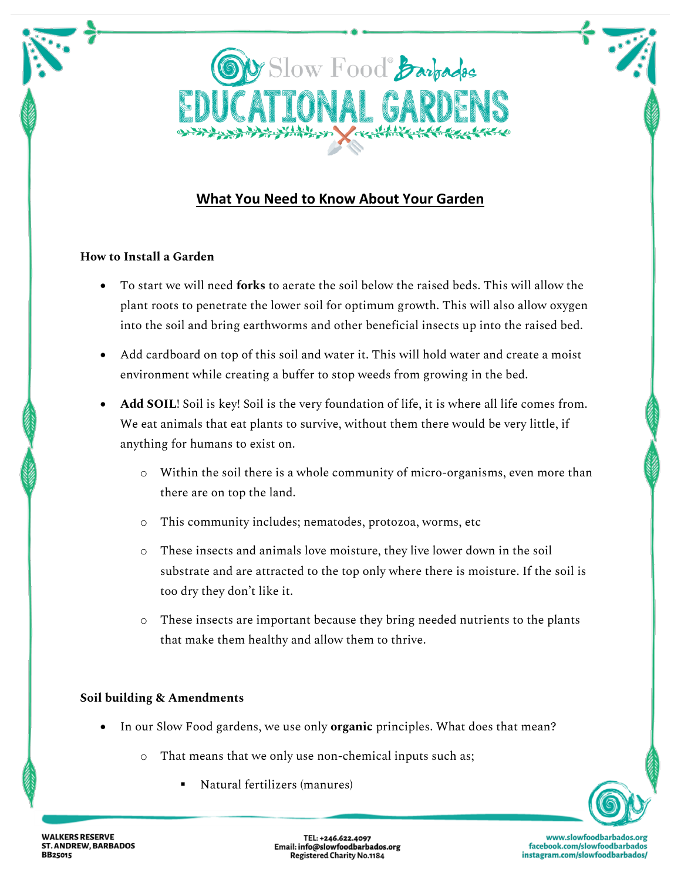# Slow Food® Barbados EDUCATIONAL GARDENS

## What You Need to Know About Your Garden

### How to Install a Garden

- To start we will need **forks** to aerate the soil below the raised beds. This will allow the plant roots to penetrate the lower soil for optimum growth. This will also allow oxygen into the soil and bring earthworms and other beneficial insects up into the raised bed.
- Add cardboard on top of this soil and water it. This will hold water and create a moist environment while creating a buffer to stop weeds from growing in the bed.
- **Add SOIL**! Soil is key! Soil is the very foundation of life, it is where all life comes from. We eat animals that eat plants to survive, without them there would be very little, if anything for humans to exist on.
  - Within the soil there is a whole community of micro-organisms, even more than there are on top the land.
  - This community includes; nematodes, protozoa, worms, etc
  - These insects and animals love moisture, they live lower down in the soil substrate and are attracted to the top only where there is moisture. If the soil is too dry they don't like it.
  - These insects are important because they bring needed nutrients to the plants that make them healthy and allow them to thrive.

### Soil building & Amendments

- In our Slow Food gardens, we use only **organic** principles. What does that mean?
  - That means that we only use non-chemical inputs such as;
    - Natural fertilizers (manures)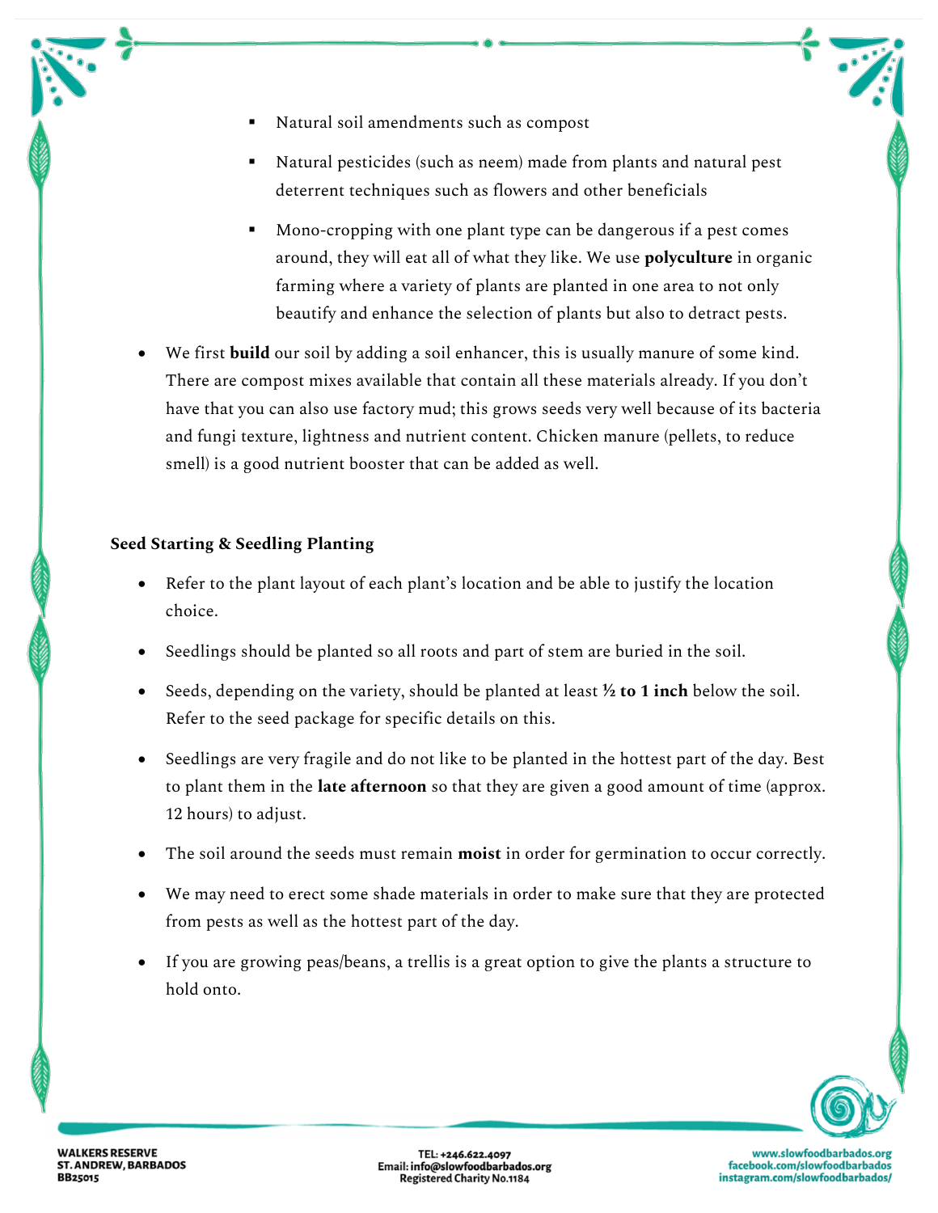- Natural soil amendments such as compost
  - Natural pesticides (such as neem) made from plants and natural pest deterrent techniques such as flowers and other beneficials
  - Mono-cropping with one plant type can be dangerous if a pest comes around, they will eat all of what they like. We use **polyculture** in organic farming where a variety of plants are planted in one area to not only beautify and enhance the selection of plants but also to detract pests.

- We first **build** our soil by adding a soil enhancer, this is usually manure of some kind. There are compost mixes available that contain all these materials already. If you don't have that you can also use factory mud; this grows seeds very well because of its bacteria and fungi texture, lightness and nutrient content. Chicken manure (pellets, to reduce smell) is a good nutrient booster that can be added as well.

**Seed Starting & Seedling Planting**

- Refer to the plant layout of each plant's location and be able to justify the location choice.
- Seedlings should be planted so all roots and part of stem are buried in the soil.
- Seeds, depending on the variety, should be planted at least **½ to 1 inch** below the soil. Refer to the seed package for specific details on this.
- Seedlings are very fragile and do not like to be planted in the hottest part of the day. Best to plant them in the **late afternoon** so that they are given a good amount of time (approx. 12 hours) to adjust.
- The soil around the seeds must remain **moist** in order for germination to occur correctly.
- We may need to erect some shade materials in order to make sure that they are protected from pests as well as the hottest part of the day.
- If you are growing peas/beans, a trellis is a great option to give the plants a structure to hold onto.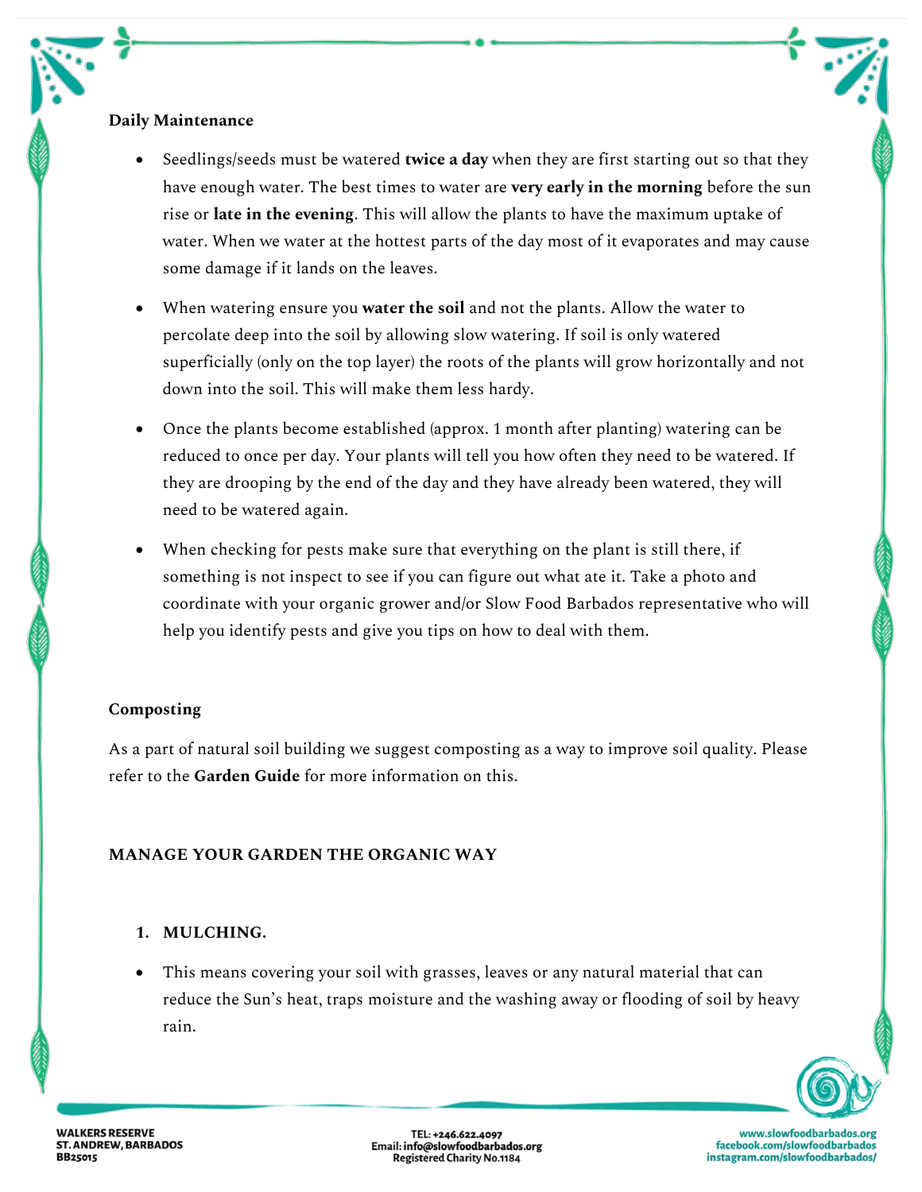**Daily Maintenance**

- Seedlings/seeds must be watered **twice a day** when they are first starting out so that they have enough water. The best times to water are **very early in the morning** before the sun rise or **late in the evening**. This will allow the plants to have the maximum uptake of water. When we water at the hottest parts of the day most of it evaporates and may cause some damage if it lands on the leaves.
- When watering ensure you **water the soil** and not the plants. Allow the water to percolate deep into the soil by allowing slow watering. If soil is only watered superficially (only on the top layer) the roots of the plants will grow horizontally and not down into the soil. This will make them less hardy.
- Once the plants become established (approx. 1 month after planting) watering can be reduced to once per day. Your plants will tell you how often they need to be watered. If they are drooping by the end of the day and they have already been watered, they will need to be watered again.
- When checking for pests make sure that everything on the plant is still there, if something is not inspect to see if you can figure out what ate it. Take a photo and coordinate with your organic grower and/or Slow Food Barbados representative who will help you identify pests and give you tips on how to deal with them.

**Composting**

As a part of natural soil building we suggest composting as a way to improve soil quality. Please refer to the **Garden Guide** for more information on this.

**MANAGE YOUR GARDEN THE ORGANIC WAY**

1. **MULCHING.**

- This means covering your soil with grasses, leaves or any natural material that can reduce the Sun's heat, traps moisture and the washing away or flooding of soil by heavy rain.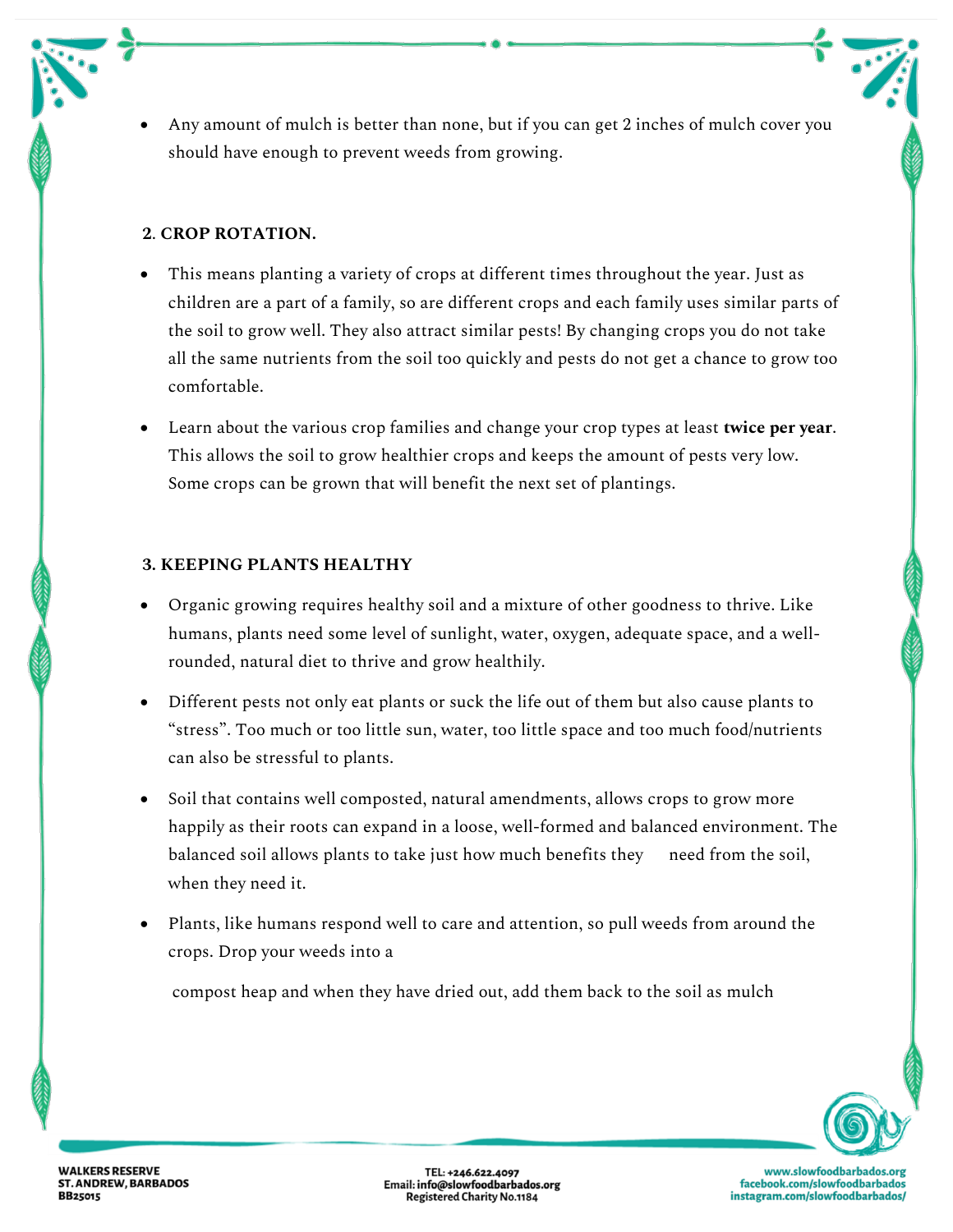- Any amount of mulch is better than none, but if you can get 2 inches of mulch cover you should have enough to prevent weeds from growing.

**2. CROP ROTATION.**

- This means planting a variety of crops at different times throughout the year. Just as children are a part of a family, so are different crops and each family uses similar parts of the soil to grow well. They also attract similar pests! By changing crops you do not take all the same nutrients from the soil too quickly and pests do not get a chance to grow too comfortable.
- Learn about the various crop families and change your crop types at least **twice per year**. This allows the soil to grow healthier crops and keeps the amount of pests very low. Some crops can be grown that will benefit the next set of plantings.

**3. KEEPING PLANTS HEALTHY**

- Organic growing requires healthy soil and a mixture of other goodness to thrive. Like humans, plants need some level of sunlight, water, oxygen, adequate space, and a well-rounded, natural diet to thrive and grow healthily.
- Different pests not only eat plants or suck the life out of them but also cause plants to "stress". Too much or too little sun, water, too little space and too much food/nutrients can also be stressful to plants.
- Soil that contains well composted, natural amendments, allows crops to grow more happily as their roots can expand in a loose, well-formed and balanced environment. The balanced soil allows plants to take just how much benefits they need from the soil, when they need it.
- Plants, like humans respond well to care and attention, so pull weeds from around the crops. Drop your weeds into a

  compost heap and when they have dried out, add them back to the soil as mulch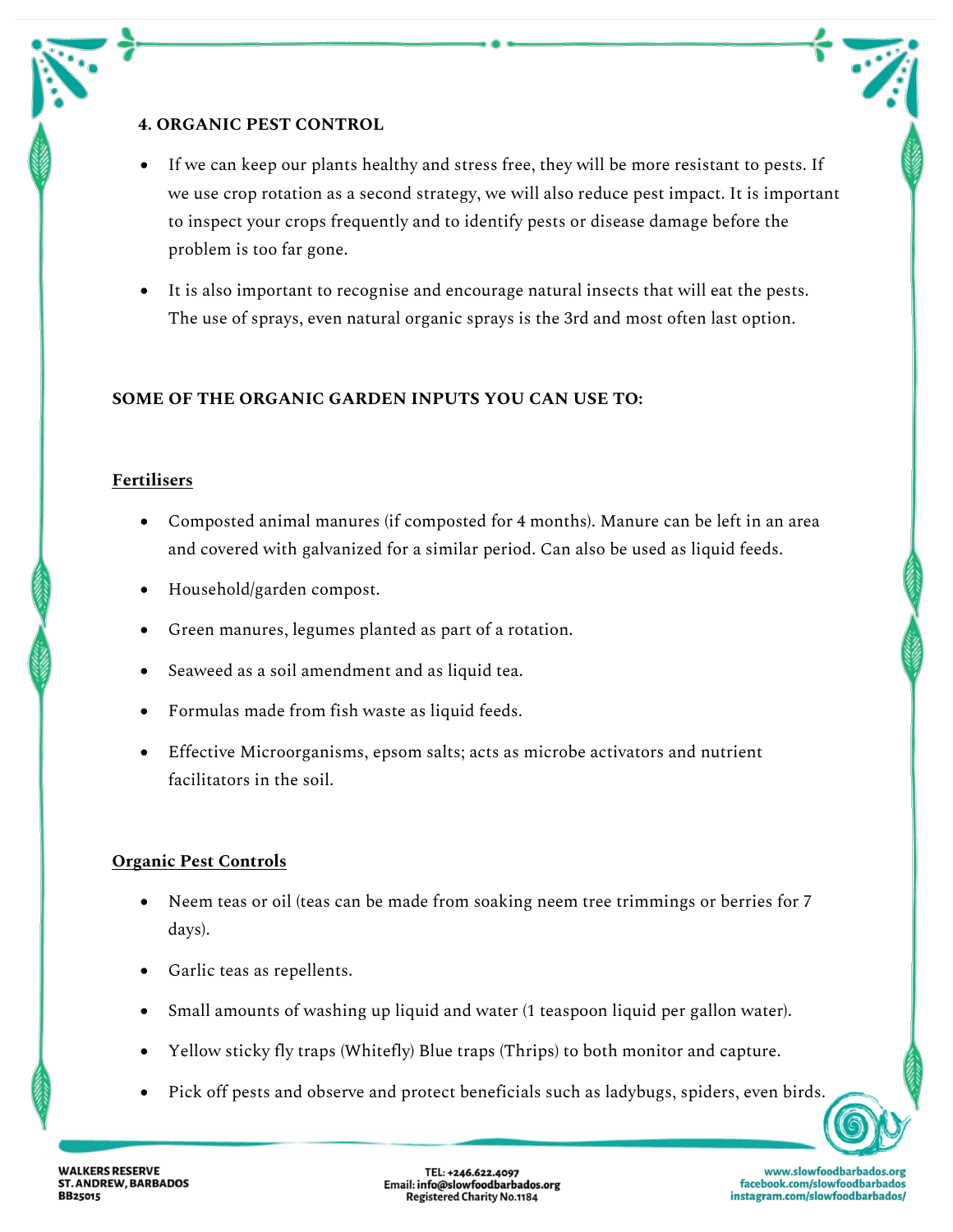**4. ORGANIC PEST CONTROL**

- If we can keep our plants healthy and stress free, they will be more resistant to pests. If we use crop rotation as a second strategy, we will also reduce pest impact. It is important to inspect your crops frequently and to identify pests or disease damage before the problem is too far gone.
- It is also important to recognise and encourage natural insects that will eat the pests. The use of sprays, even natural organic sprays is the 3rd and most often last option.

**SOME OF THE ORGANIC GARDEN INPUTS YOU CAN USE TO:**

**Fertilisers**

- Composted animal manures (if composted for 4 months). Manure can be left in an area and covered with galvanized for a similar period. Can also be used as liquid feeds.
- Household/garden compost.
- Green manures, legumes planted as part of a rotation.
- Seaweed as a soil amendment and as liquid tea.
- Formulas made from fish waste as liquid feeds.
- Effective Microorganisms, epsom salts; acts as microbe activators and nutrient facilitators in the soil.

**Organic Pest Controls**

- Neem teas or oil (teas can be made from soaking neem tree trimmings or berries for 7 days).
- Garlic teas as repellents.
- Small amounts of washing up liquid and water (1 teaspoon liquid per gallon water).
- Yellow sticky fly traps (Whitefly) Blue traps (Thrips) to both monitor and capture.
- Pick off pests and observe and protect beneficials such as ladybugs, spiders, even birds.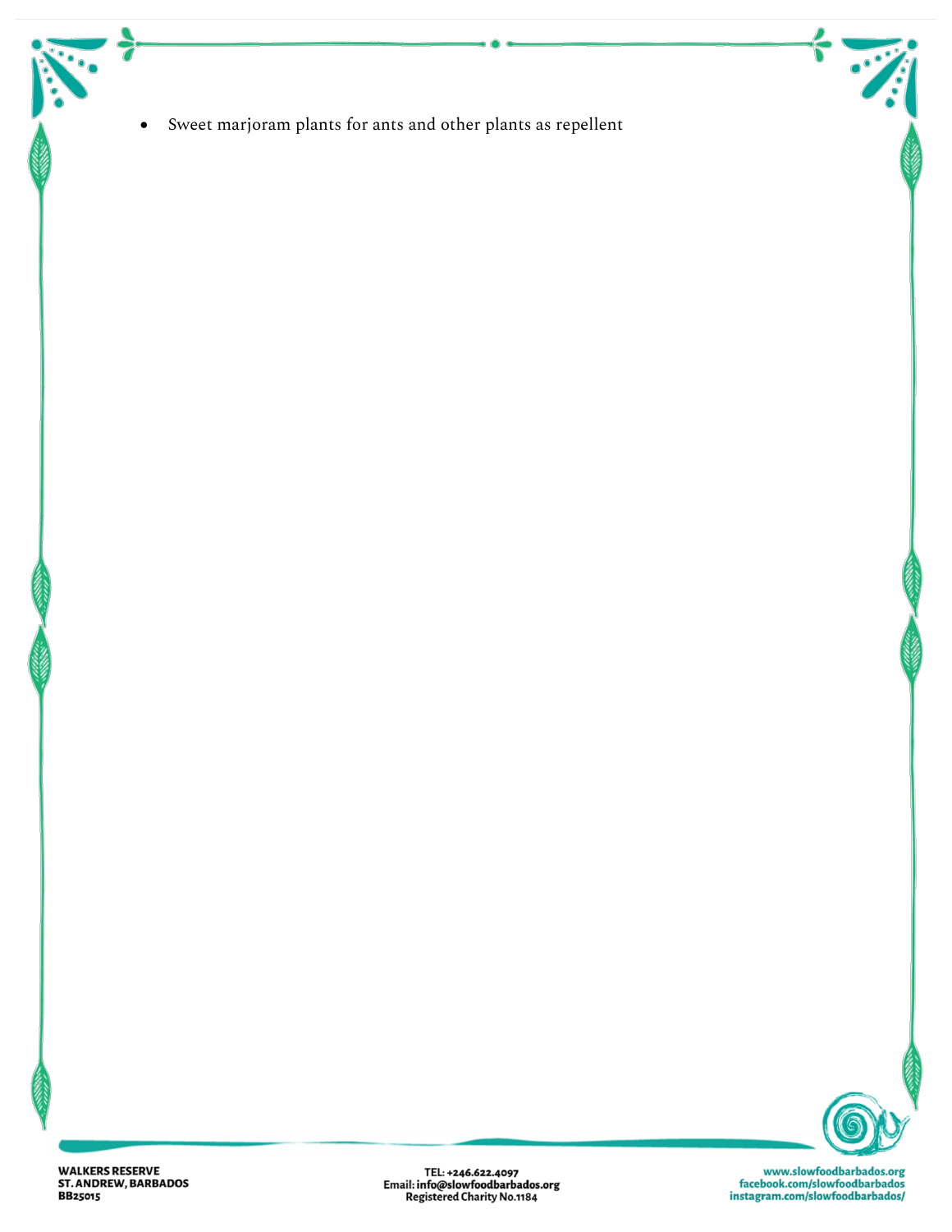- Sweet marjoram plants for ants and other plants as repellent